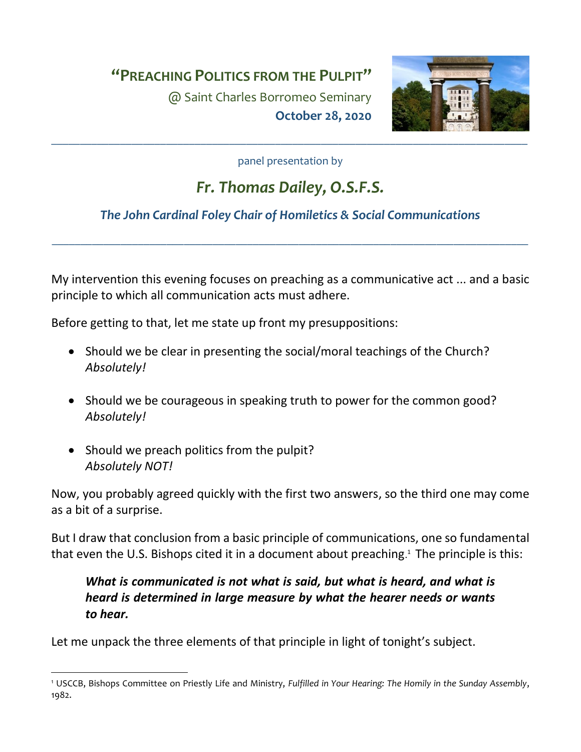# "Preaching Politics from the Pulpit"

@ Saint Charles Borromeo Seminary

**October 28, 2020**

---

panel presentation by

## *Fr. Thomas Dailey, O.S.F.S.*

### *The John Cardinal Foley Chair of Homiletics & Social Communications*

---

My intervention this evening focuses on preaching as a communicative act ... and a basic principle to which all communication acts must adhere.

Before getting to that, let me state up front my presuppositions:

- Should we be clear in presenting the social/moral teachings of the Church? *Absolutely!*

- Should we be courageous in speaking truth to power for the common good? *Absolutely!*

- Should we preach politics from the pulpit? *Absolutely NOT!*

Now, you probably agreed quickly with the first two answers, so the third one may come as a bit of a surprise.

But I draw that conclusion from a basic principle of communications, one so fundamental that even the U.S. Bishops cited it in a document about preaching.[1] The principle is this:

> ***What is communicated is not what is said, but what is heard, and what is heard is determined in large measure by what the hearer needs or wants to hear.***

Let me unpack the three elements of that principle in light of tonight's subject.

---

[1] USCCB, Bishops Committee on Priestly Life and Ministry, *Fulfilled in Your Hearing: The Homily in the Sunday Assembly*, 1982.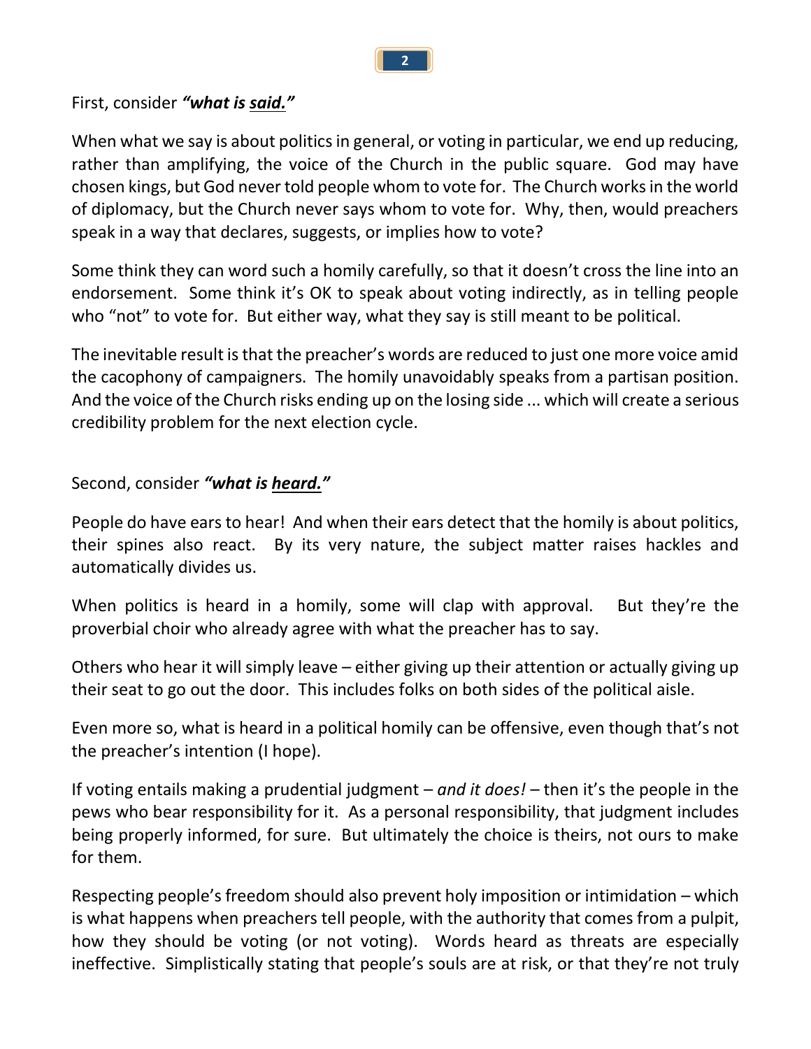First, consider ***"what is <u>said</u>."***

When what we say is about politics in general, or voting in particular, we end up reducing, rather than amplifying, the voice of the Church in the public square. God may have chosen kings, but God never told people whom to vote for. The Church works in the world of diplomacy, but the Church never says whom to vote for. Why, then, would preachers speak in a way that declares, suggests, or implies how to vote?

Some think they can word such a homily carefully, so that it doesn't cross the line into an endorsement. Some think it's OK to speak about voting indirectly, as in telling people who "not" to vote for. But either way, what they say is still meant to be political.

The inevitable result is that the preacher's words are reduced to just one more voice amid the cacophony of campaigners. The homily unavoidably speaks from a partisan position. And the voice of the Church risks ending up on the losing side ... which will create a serious credibility problem for the next election cycle.

Second, consider ***"what is <u>heard</u>."***

People do have ears to hear! And when their ears detect that the homily is about politics, their spines also react. By its very nature, the subject matter raises hackles and automatically divides us.

When politics is heard in a homily, some will clap with approval. But they're the proverbial choir who already agree with what the preacher has to say.

Others who hear it will simply leave – either giving up their attention or actually giving up their seat to go out the door. This includes folks on both sides of the political aisle.

Even more so, what is heard in a political homily can be offensive, even though that's not the preacher's intention (I hope).

If voting entails making a prudential judgment – *and it does!* – then it's the people in the pews who bear responsibility for it. As a personal responsibility, that judgment includes being properly informed, for sure. But ultimately the choice is theirs, not ours to make for them.

Respecting people's freedom should also prevent holy imposition or intimidation – which is what happens when preachers tell people, with the authority that comes from a pulpit, how they should be voting (or not voting). Words heard as threats are especially ineffective. Simplistically stating that people's souls are at risk, or that they're not truly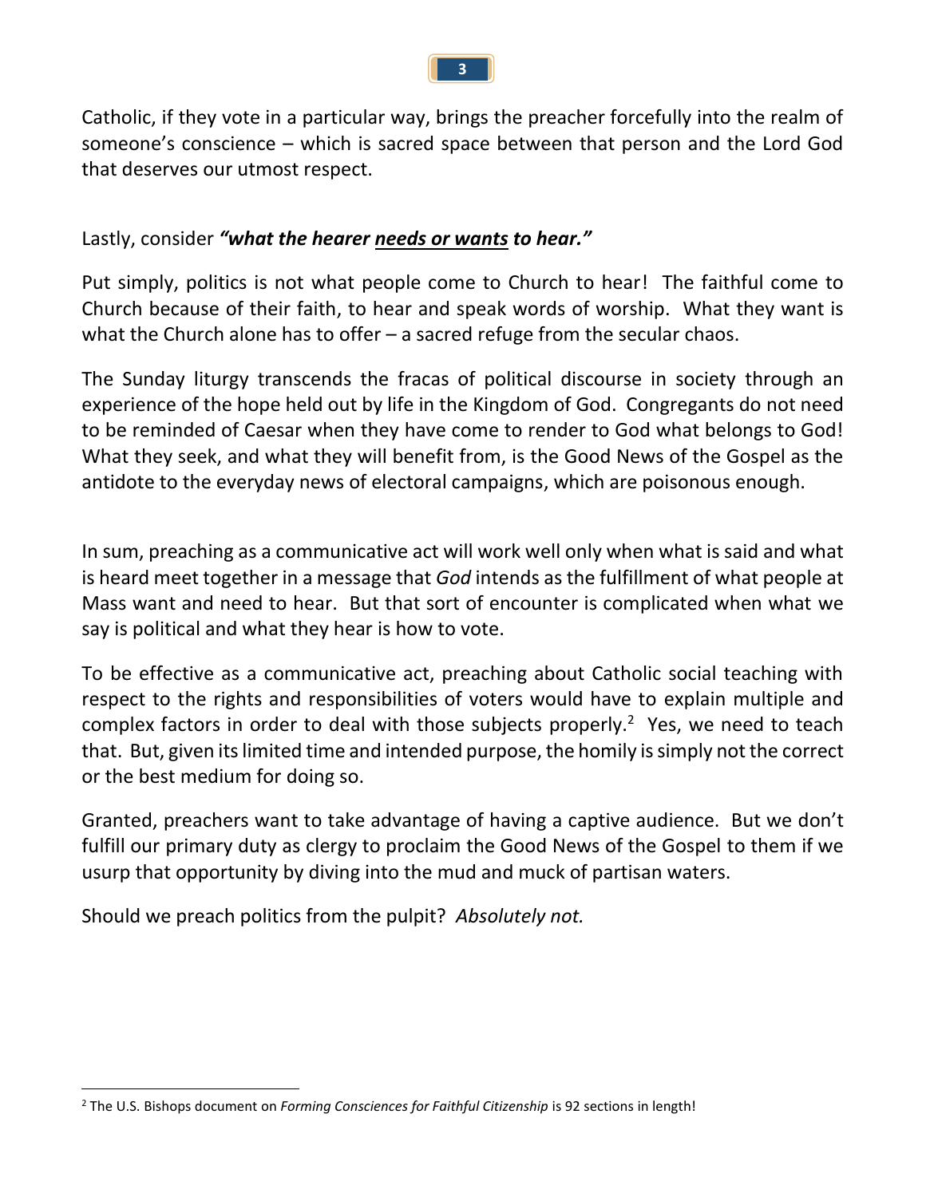Catholic, if they vote in a particular way, brings the preacher forcefully into the realm of someone's conscience – which is sacred space between that person and the Lord God that deserves our utmost respect.

Lastly, consider ***"what the hearer <u>needs or wants</u> to hear."***

Put simply, politics is not what people come to Church to hear! The faithful come to Church because of their faith, to hear and speak words of worship. What they want is what the Church alone has to offer – a sacred refuge from the secular chaos.

The Sunday liturgy transcends the fracas of political discourse in society through an experience of the hope held out by life in the Kingdom of God. Congregants do not need to be reminded of Caesar when they have come to render to God what belongs to God! What they seek, and what they will benefit from, is the Good News of the Gospel as the antidote to the everyday news of electoral campaigns, which are poisonous enough.

In sum, preaching as a communicative act will work well only when what is said and what is heard meet together in a message that *God* intends as the fulfillment of what people at Mass want and need to hear. But that sort of encounter is complicated when what we say is political and what they hear is how to vote.

To be effective as a communicative act, preaching about Catholic social teaching with respect to the rights and responsibilities of voters would have to explain multiple and complex factors in order to deal with those subjects properly.[2] Yes, we need to teach that. But, given its limited time and intended purpose, the homily is simply not the correct or the best medium for doing so.

Granted, preachers want to take advantage of having a captive audience. But we don't fulfill our primary duty as clergy to proclaim the Good News of the Gospel to them if we usurp that opportunity by diving into the mud and muck of partisan waters.

Should we preach politics from the pulpit? *Absolutely not.*

---

[2] The U.S. Bishops document on *Forming Consciences for Faithful Citizenship* is 92 sections in length!